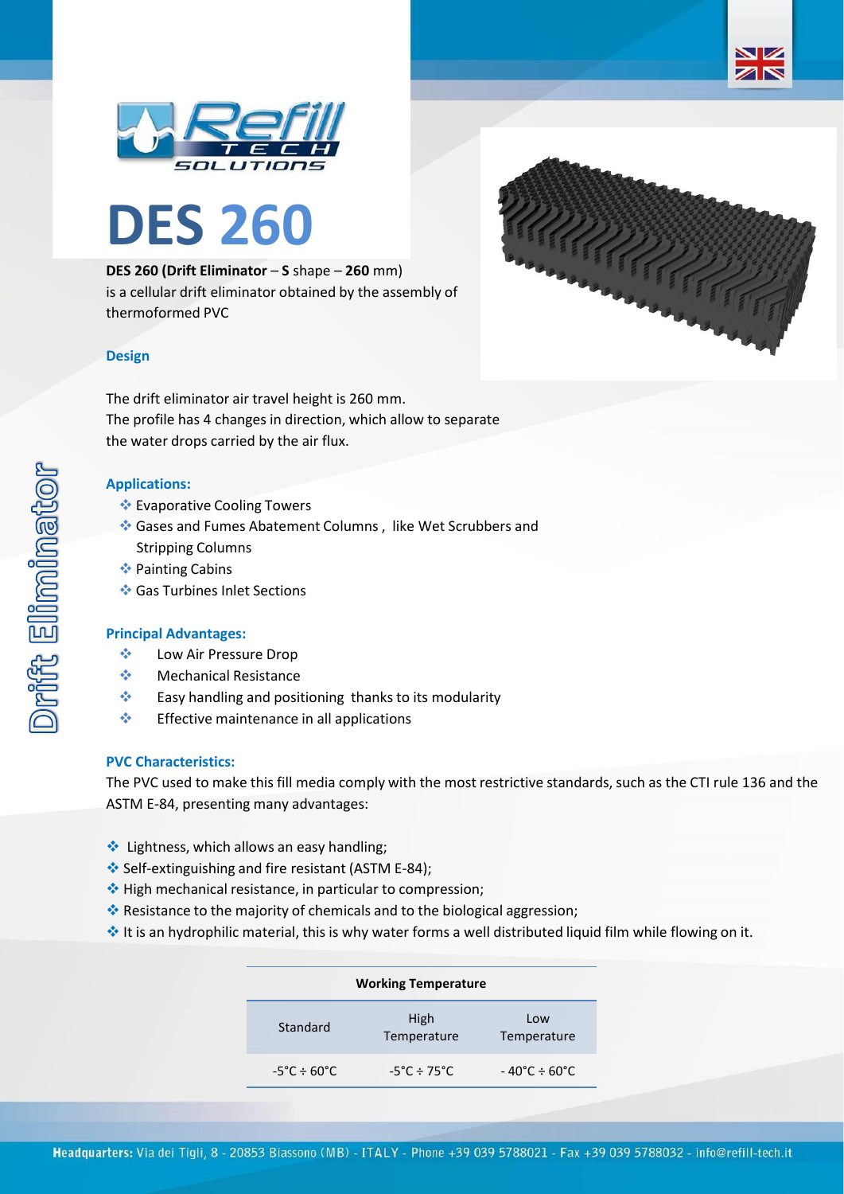# DES 260

**DES 260 (Drift Eliminator** – **S** shape – **260** mm) is a cellular drift eliminator obtained by the assembly of thermoformed PVC

### Design

The drift eliminator air travel height is 260 mm.
The profile has 4 changes in direction, which allow to separate the water drops carried by the air flux.

### Applications:

- Evaporative Cooling Towers
- Gases and Fumes Abatement Columns , like Wet Scrubbers and Stripping Columns
- Painting Cabins
- Gas Turbines Inlet Sections

### Principal Advantages:

- Low Air Pressure Drop
- Mechanical Resistance
- Easy handling and positioning thanks to its modularity
- Effective maintenance in all applications

### PVC Characteristics:

The PVC used to make this fill media comply with the most restrictive standards, such as the CTI rule 136 and the ASTM E-84, presenting many advantages:

- Lightness, which allows an easy handling;
- Self-extinguishing and fire resistant (ASTM E-84);
- High mechanical resistance, in particular to compression;
- Resistance to the majority of chemicals and to the biological aggression;
- It is an hydrophilic material, this is why water forms a well distributed liquid film while flowing on it.

| Working Temperature | | |
|---|---|---|
| Standard | High Temperature | Low Temperature |
| -5°C ÷ 60°C | -5°C ÷ 75°C | - 40°C ÷ 60°C |

Drift Eliminator

**Headquarters:** Via dei Tigli, 8 - 20853 Biassono (MB) - ITALY - Phone +39 039 5788021 - Fax +39 039 5788032 - info@refill-tech.it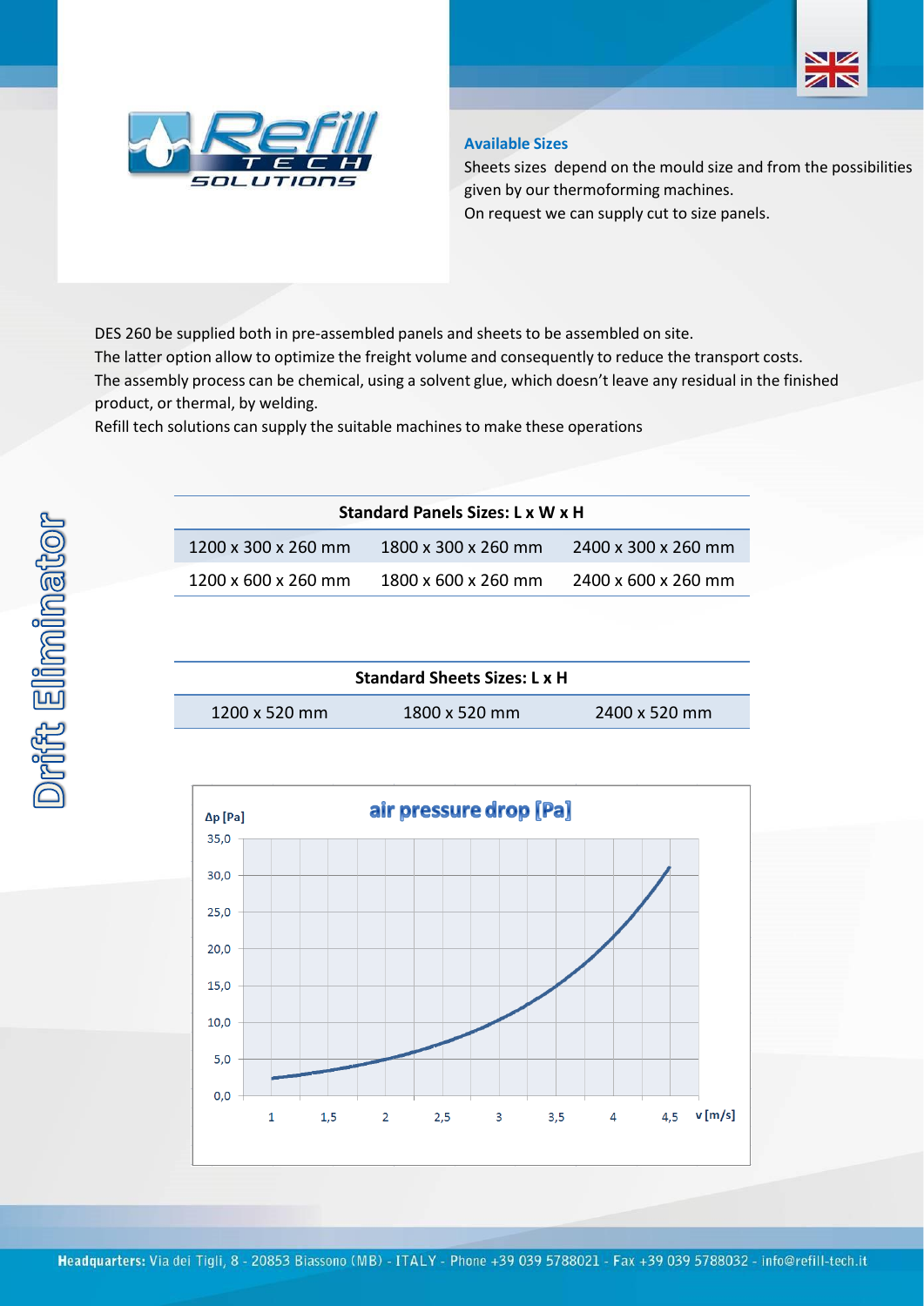### Available Sizes

Sheets sizes depend on the mould size and from the possibilities given by our thermoforming machines.
On request we can supply cut to size panels.

DES 260 be supplied both in pre-assembled panels and sheets to be assembled on site.
The latter option allow to optimize the freight volume and consequently to reduce the transport costs.
The assembly process can be chemical, using a solvent glue, which doesn't leave any residual in the finished product, or thermal, by welding.
Refill tech solutions can supply the suitable machines to make these operations

Drift Eliminator

| Standard Panels Sizes: L x W x H | | |
|---|---|---|
| 1200 x 300 x 260 mm | 1800 x 300 x 260 mm | 2400 x 300 x 260 mm |
| 1200 x 600 x 260 mm | 1800 x 600 x 260 mm | 2400 x 600 x 260 mm |

| Standard Sheets Sizes: L x H | | |
|---|---|---|
| 1200 x 520 mm | 1800 x 520 mm | 2400 x 520 mm |

air pressure drop [Pa]

Δp [Pa]

35,0
30,0
25,0
20,0
15,0
10,0
5,0
0,0

1
1,5
2
2,5
3
3,5
4
4,5

v [m/s]